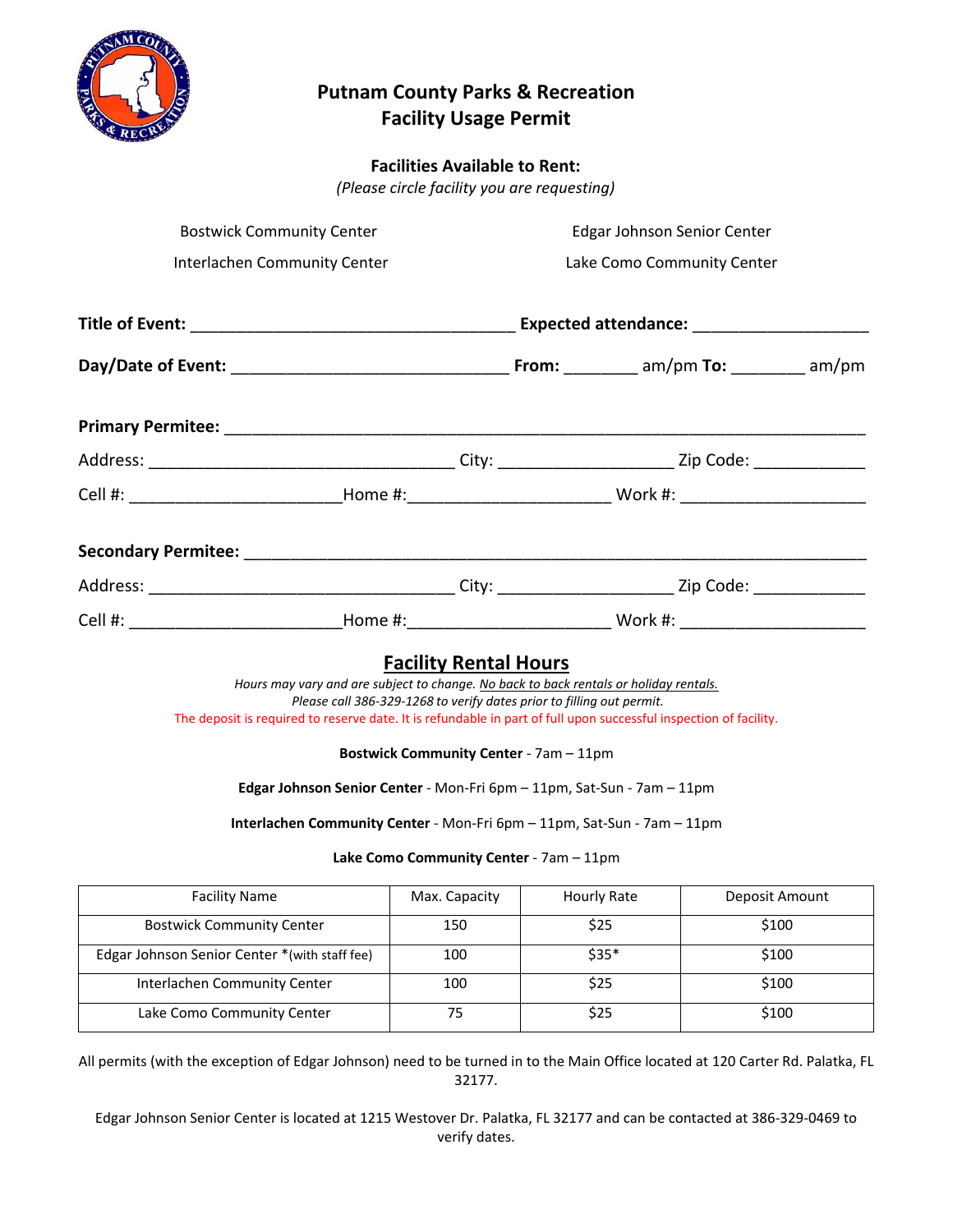# Putnam County Parks & Recreation
# Facility Usage Permit

**Facilities Available to Rent:**
*(Please circle facility you are requesting)*

Bostwick Community Center

Edgar Johnson Senior Center

Interlachen Community Center

Lake Como Community Center

**Title of Event:** ___________________________________ **Expected attendance:** ___________________

**Day/Date of Event:** ______________________________ **From:** ________ am/pm **To:** ________ am/pm

**Primary Permitee:** ______________________________________________________________________

Address: _________________________________ City: ___________________ Zip Code: ____________

Cell #: _______________________Home #:______________________ Work #: ____________________

**Secondary Permitee:** ____________________________________________________________________

Address: _________________________________ City: ___________________ Zip Code: ____________

Cell #: _______________________Home #:______________________ Work #: ____________________

## Facility Rental Hours

*Hours may vary and are subject to change. No back to back rentals or holiday rentals.*
*Please call 386-329-1268 to verify dates prior to filling out permit.*

The deposit is required to reserve date. It is refundable in part of full upon successful inspection of facility.

**Bostwick Community Center** - 7am – 11pm

**Edgar Johnson Senior Center** - Mon-Fri 6pm – 11pm, Sat-Sun - 7am – 11pm

**Interlachen Community Center** - Mon-Fri 6pm – 11pm, Sat-Sun - 7am – 11pm

**Lake Como Community Center** - 7am – 11pm

| Facility Name | Max. Capacity | Hourly Rate | Deposit Amount |
|---|---|---|---|
| Bostwick Community Center | 150 | $25 | $100 |
| Edgar Johnson Senior Center *(with staff fee) | 100 | $35* | $100 |
| Interlachen Community Center | 100 | $25 | $100 |
| Lake Como Community Center | 75 | $25 | $100 |

All permits (with the exception of Edgar Johnson) need to be turned in to the Main Office located at 120 Carter Rd. Palatka, FL 32177.

Edgar Johnson Senior Center is located at 1215 Westover Dr. Palatka, FL 32177 and can be contacted at 386-329-0469 to verify dates.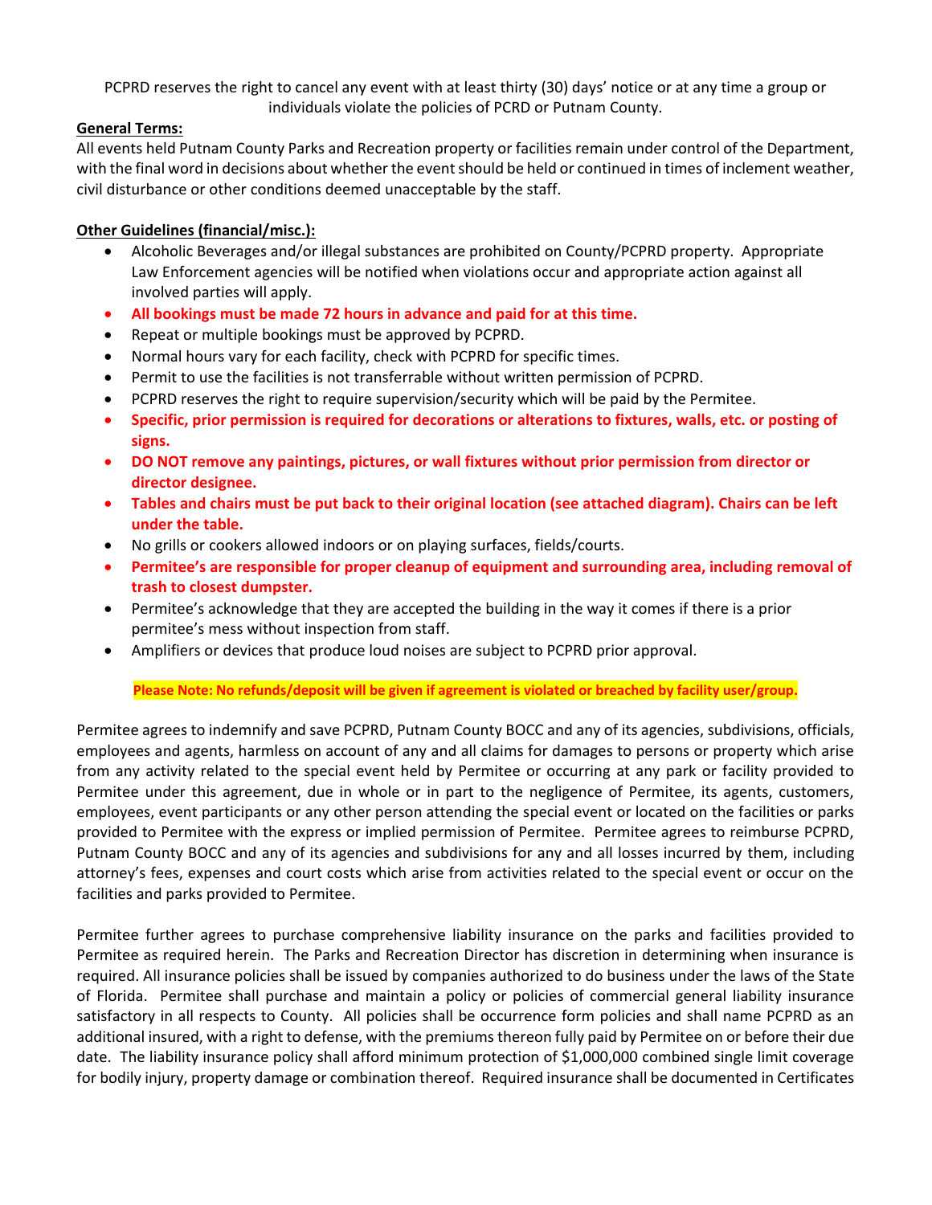PCPRD reserves the right to cancel any event with at least thirty (30) days' notice or at any time a group or individuals violate the policies of PCRD or Putnam County.

**General Terms:**

All events held Putnam County Parks and Recreation property or facilities remain under control of the Department, with the final word in decisions about whether the event should be held or continued in times of inclement weather, civil disturbance or other conditions deemed unacceptable by the staff.

**Other Guidelines (financial/misc.):**

- Alcoholic Beverages and/or illegal substances are prohibited on County/PCPRD property. Appropriate Law Enforcement agencies will be notified when violations occur and appropriate action against all involved parties will apply.
- **All bookings must be made 72 hours in advance and paid for at this time.**
- Repeat or multiple bookings must be approved by PCPRD.
- Normal hours vary for each facility, check with PCPRD for specific times.
- Permit to use the facilities is not transferrable without written permission of PCPRD.
- PCPRD reserves the right to require supervision/security which will be paid by the Permitee.
- **Specific, prior permission is required for decorations or alterations to fixtures, walls, etc. or posting of signs.**
- **DO NOT remove any paintings, pictures, or wall fixtures without prior permission from director or director designee.**
- **Tables and chairs must be put back to their original location (see attached diagram). Chairs can be left under the table.**
- No grills or cookers allowed indoors or on playing surfaces, fields/courts.
- **Permitee's are responsible for proper cleanup of equipment and surrounding area, including removal of trash to closest dumpster.**
- Permitee's acknowledge that they are accepted the building in the way it comes if there is a prior permitee's mess without inspection from staff.
- Amplifiers or devices that produce loud noises are subject to PCPRD prior approval.

**Please Note: No refunds/deposit will be given if agreement is violated or breached by facility user/group.**

Permitee agrees to indemnify and save PCPRD, Putnam County BOCC and any of its agencies, subdivisions, officials, employees and agents, harmless on account of any and all claims for damages to persons or property which arise from any activity related to the special event held by Permitee or occurring at any park or facility provided to Permitee under this agreement, due in whole or in part to the negligence of Permitee, its agents, customers, employees, event participants or any other person attending the special event or located on the facilities or parks provided to Permitee with the express or implied permission of Permitee. Permitee agrees to reimburse PCPRD, Putnam County BOCC and any of its agencies and subdivisions for any and all losses incurred by them, including attorney's fees, expenses and court costs which arise from activities related to the special event or occur on the facilities and parks provided to Permitee.

Permitee further agrees to purchase comprehensive liability insurance on the parks and facilities provided to Permitee as required herein. The Parks and Recreation Director has discretion in determining when insurance is required. All insurance policies shall be issued by companies authorized to do business under the laws of the State of Florida. Permitee shall purchase and maintain a policy or policies of commercial general liability insurance satisfactory in all respects to County. All policies shall be occurrence form policies and shall name PCPRD as an additional insured, with a right to defense, with the premiums thereon fully paid by Permitee on or before their due date. The liability insurance policy shall afford minimum protection of $1,000,000 combined single limit coverage for bodily injury, property damage or combination thereof. Required insurance shall be documented in Certificates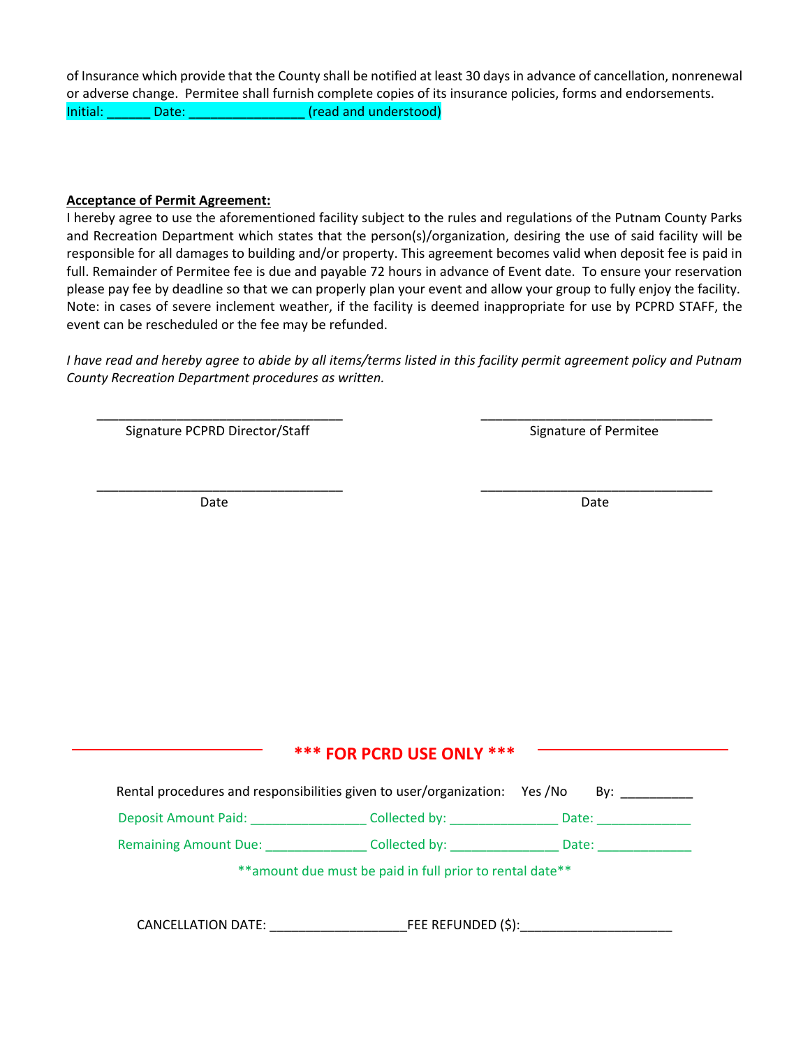of Insurance which provide that the County shall be notified at least 30 days in advance of cancellation, nonrenewal or adverse change. Permitee shall furnish complete copies of its insurance policies, forms and endorsements.
Initial: ______ Date: ________________ (read and understood)

**Acceptance of Permit Agreement:**

I hereby agree to use the aforementioned facility subject to the rules and regulations of the Putnam County Parks and Recreation Department which states that the person(s)/organization, desiring the use of said facility will be responsible for all damages to building and/or property. This agreement becomes valid when deposit fee is paid in full. Remainder of Permitee fee is due and payable 72 hours in advance of Event date. To ensure your reservation please pay fee by deadline so that we can properly plan your event and allow your group to fully enjoy the facility. Note: in cases of severe inclement weather, if the facility is deemed inappropriate for use by PCPRD STAFF, the event can be rescheduled or the fee may be refunded.

*I have read and hereby agree to abide by all items/terms listed in this facility permit agreement policy and Putnam County Recreation Department procedures as written.*

___________________________________ Signature PCPRD Director/Staff

___________________________________ Signature of Permitee

___________________________________ Date

___________________________________ Date

**\*\*\* FOR PCRD USE ONLY \*\*\***

Rental procedures and responsibilities given to user/organization: Yes /No By: __________

Deposit Amount Paid: ________________ Collected by: _______________ Date: _____________

Remaining Amount Due: ______________ Collected by: _______________ Date: _____________

\*\*amount due must be paid in full prior to rental date\*\*

CANCELLATION DATE: ___________________FEE REFUNDED ($):_____________________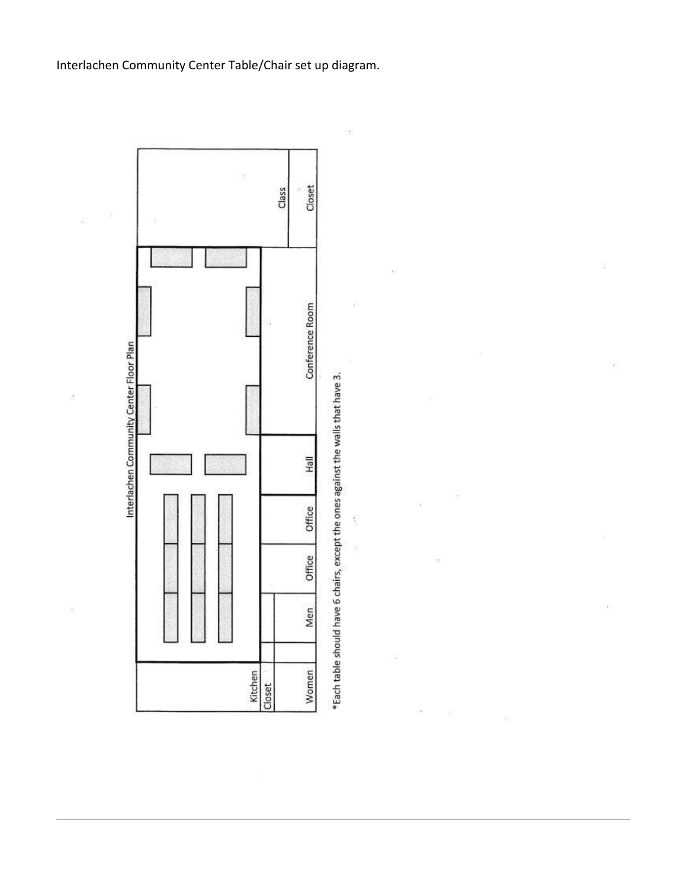Interlachen Community Center Table/Chair set up diagram.

Interlachen Community Center Floor Plan

Class

Closet

Conference Room

Hall

Office

Office

Men

Women

Kitchen

Closet

*Each table should have 6 chairs, except the ones against the walls that have 3.